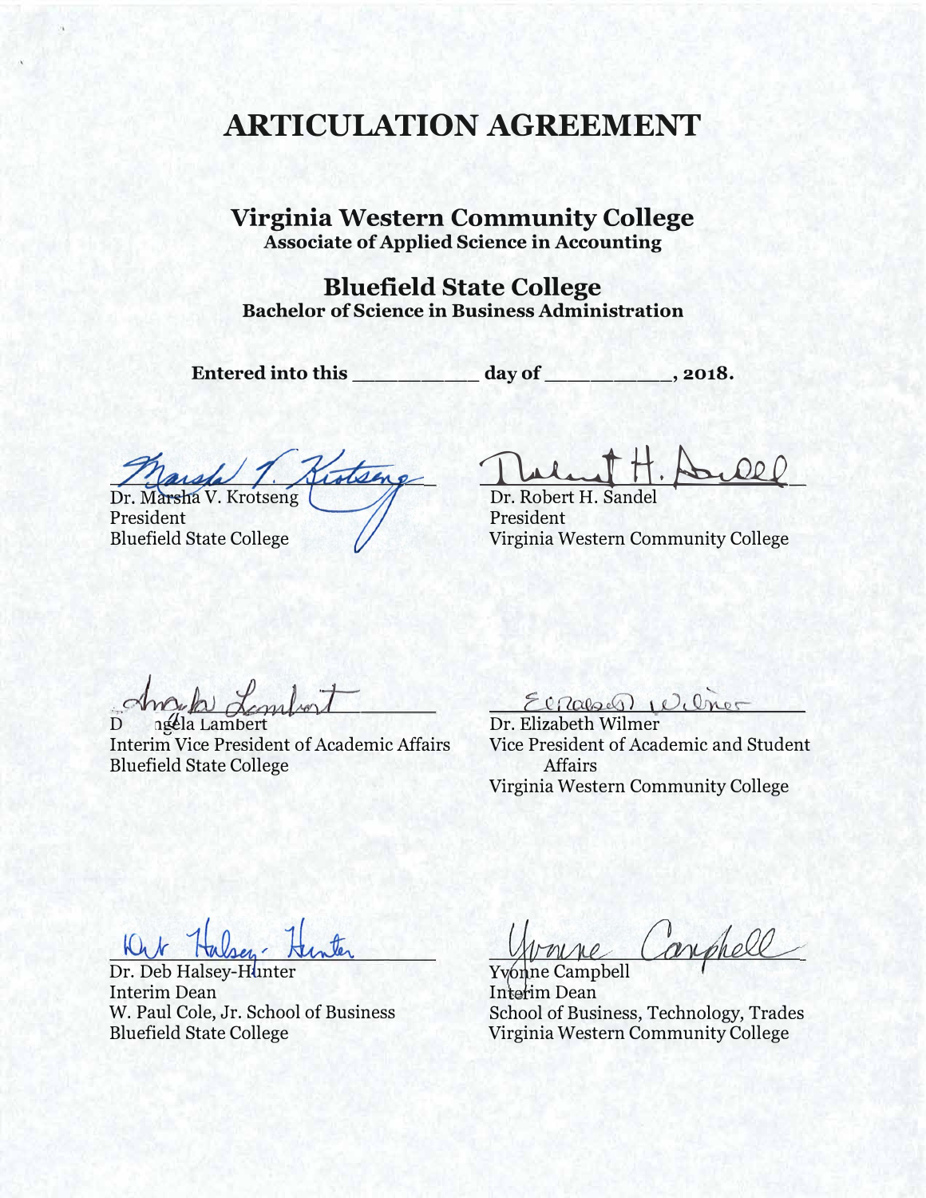# ARTICULATION AGREEMENT

## Virginia Western Community College

**Associate of Applied Science in Accounting**

## Bluefield State College

**Bachelor of Science in Business Administration**

**Entered into this __________ day of __________, 2018.**

Dr. Marsha V. Krotseng
President
Bluefield State College

Dr. Robert H. Sandel
President
Virginia Western Community College

Dr. Angela Lambert
Interim Vice President of Academic Affairs
Bluefield State College

Dr. Elizabeth Wilmer
Vice President of Academic and Student Affairs
Virginia Western Community College

Dr. Deb Halsey-Hunter
Interim Dean
W. Paul Cole, Jr. School of Business
Bluefield State College

Yvonne Campbell
Interim Dean
School of Business, Technology, Trades
Virginia Western Community College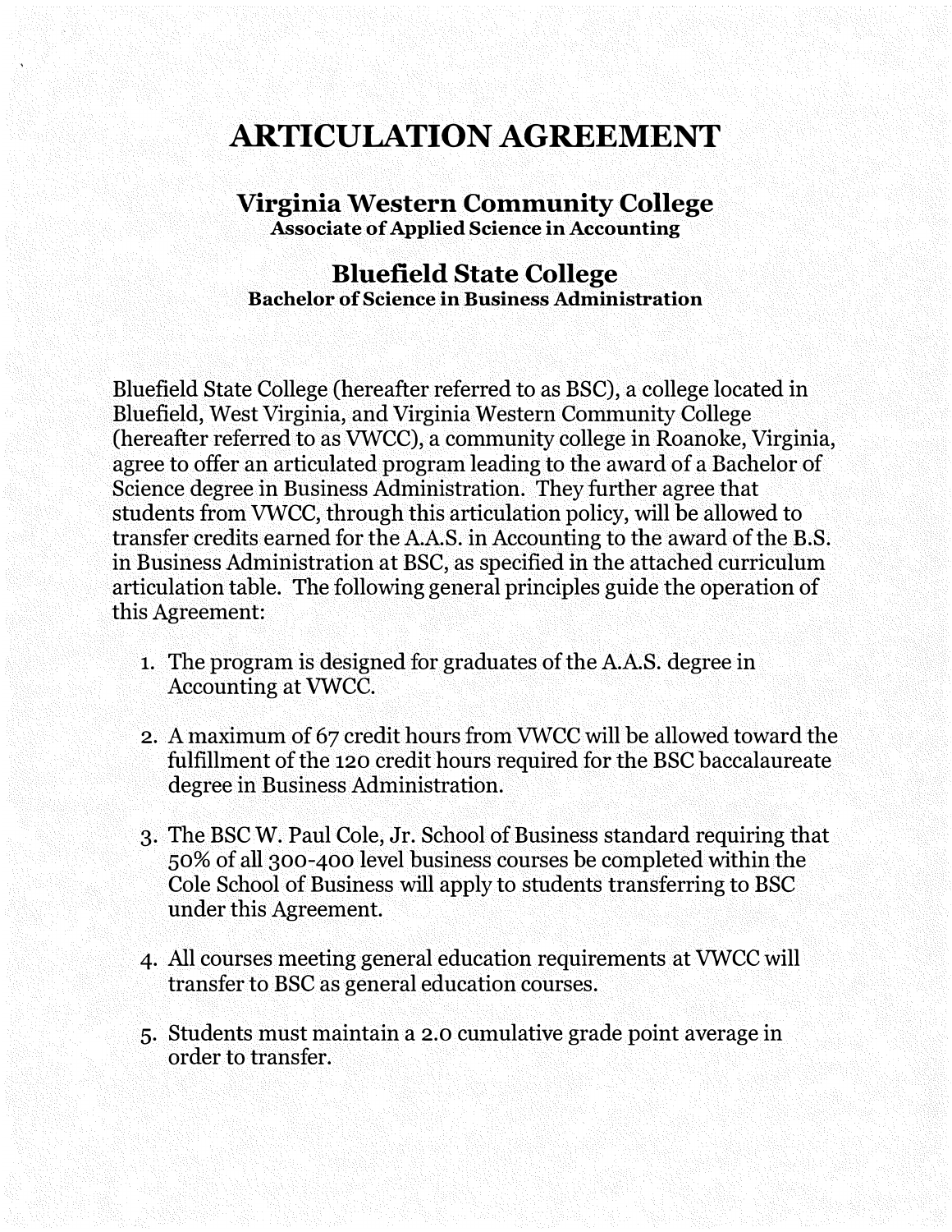# ARTICULATION AGREEMENT

## Virginia Western Community College

### Associate of Applied Science in Accounting

## Bluefield State College

### Bachelor of Science in Business Administration

Bluefield State College (hereafter referred to as BSC), a college located in Bluefield, West Virginia, and Virginia Western Community College (hereafter referred to as VWCC), a community college in Roanoke, Virginia, agree to offer an articulated program leading to the award of a Bachelor of Science degree in Business Administration. They further agree that students from VWCC, through this articulation policy, will be allowed to transfer credits earned for the A.A.S. in Accounting to the award of the B.S. in Business Administration at BSC, as specified in the attached curriculum articulation table. The following general principles guide the operation of this Agreement:

1. The program is designed for graduates of the A.A.S. degree in Accounting at VWCC.

2. A maximum of 67 credit hours from VWCC will be allowed toward the fulfillment of the 120 credit hours required for the BSC baccalaureate degree in Business Administration.

3. The BSC W. Paul Cole, Jr. School of Business standard requiring that 50% of all 300-400 level business courses be completed within the Cole School of Business will apply to students transferring to BSC under this Agreement.

4. All courses meeting general education requirements at VWCC will transfer to BSC as general education courses.

5. Students must maintain a 2.0 cumulative grade point average in order to transfer.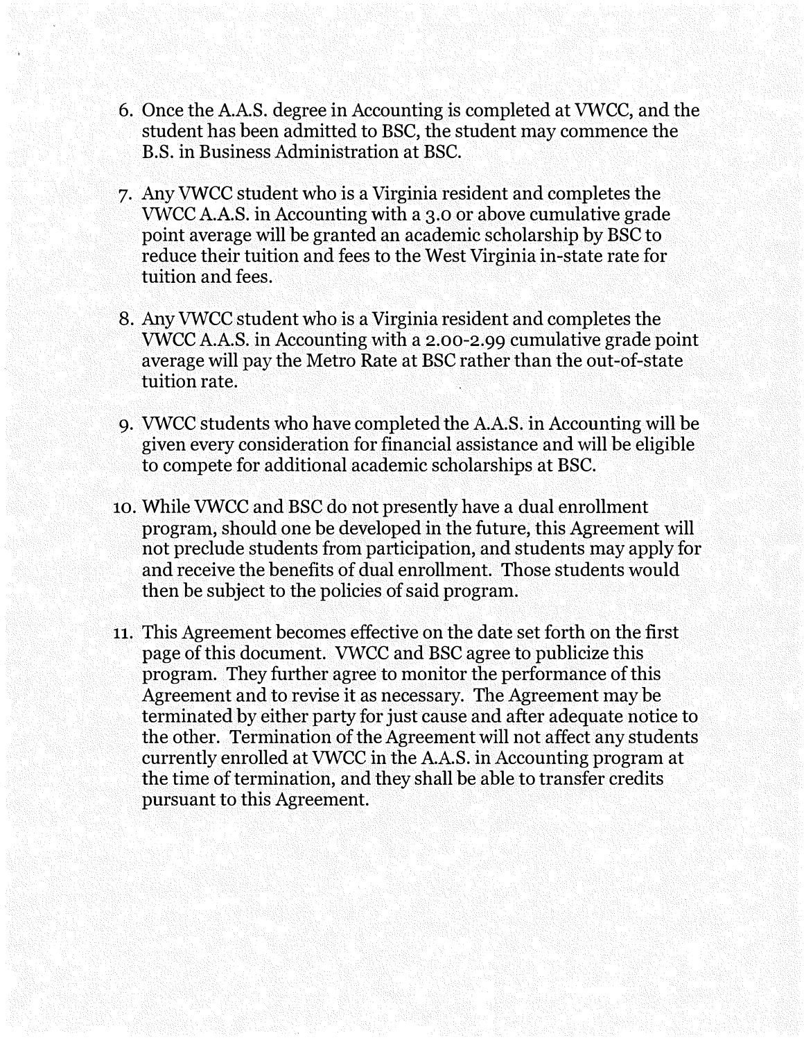6. Once the A.A.S. degree in Accounting is completed at VWCC, and the student has been admitted to BSC, the student may commence the B.S. in Business Administration at BSC.

7. Any VWCC student who is a Virginia resident and completes the VWCC A.A.S. in Accounting with a 3.0 or above cumulative grade point average will be granted an academic scholarship by BSC to reduce their tuition and fees to the West Virginia in-state rate for tuition and fees.

8. Any VWCC student who is a Virginia resident and completes the VWCC A.A.S. in Accounting with a 2.00-2.99 cumulative grade point average will pay the Metro Rate at BSC rather than the out-of-state tuition rate.

9. VWCC students who have completed the A.A.S. in Accounting will be given every consideration for financial assistance and will be eligible to compete for additional academic scholarships at BSC.

10. While VWCC and BSC do not presently have a dual enrollment program, should one be developed in the future, this Agreement will not preclude students from participation, and students may apply for and receive the benefits of dual enrollment. Those students would then be subject to the policies of said program.

11. This Agreement becomes effective on the date set forth on the first page of this document. VWCC and BSC agree to publicize this program. They further agree to monitor the performance of this Agreement and to revise it as necessary. The Agreement may be terminated by either party for just cause and after adequate notice to the other. Termination of the Agreement will not affect any students currently enrolled at VWCC in the A.A.S. in Accounting program at the time of termination, and they shall be able to transfer credits pursuant to this Agreement.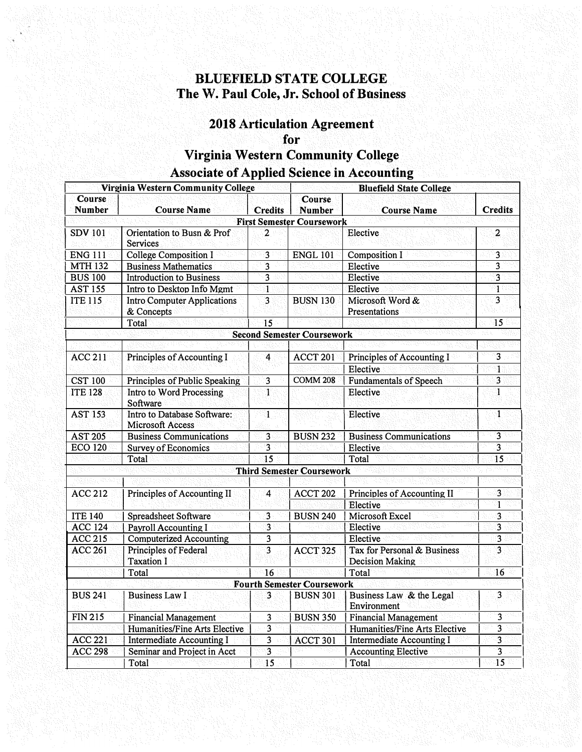# BLUEFIELD STATE COLLEGE
## The W. Paul Cole, Jr. School of Business

## 2018 Articulation Agreement for Virginia Western Community College Associate of Applied Science in Accounting

| Virginia Western Community College | | | Bluefield State College | | |
|---|---|---|---|---|---|
| Course Number | Course Name | Credits | Course Number | Course Name | Credits |
| **First Semester Coursework** | | | | | |
| SDV 101 | Orientation to Busn & Prof Services | 2 | | Elective | 2 |
| ENG 111 | College Composition I | 3 | ENGL 101 | Composition I | 3 |
| MTH 132 | Business Mathematics | 3 | | Elective | 3 |
| BUS 100 | Introduction to Business | 3 | | Elective | 3 |
| AST 155 | Intro to Desktop Info Mgmt | 1 | | Elective | 1 |
| ITE 115 | Intro Computer Applications & Concepts | 3 | BUSN 130 | Microsoft Word & Presentations | 3 |
| | Total | 15 | | | 15 |
| **Second Semester Coursework** | | | | | |
| ACC 211 | Principles of Accounting I | 4 | ACCT 201 | Principles of Accounting I | 3 |
| | | | | Elective | 1 |
| CST 100 | Principles of Public Speaking | 3 | COMM 208 | Fundamentals of Speech | 3 |
| ITE 128 | Intro to Word Processing Software | 1 | | Elective | 1 |
| AST 153 | Intro to Database Software: Microsoft Access | 1 | | Elective | 1 |
| AST 205 | Business Communications | 3 | BUSN 232 | Business Communications | 3 |
| ECO 120 | Survey of Economics | 3 | | Elective | 3 |
| | Total | 15 | | Total | 15 |
| **Third Semester Coursework** | | | | | |
| ACC 212 | Principles of Accounting II | 4 | ACCT 202 | Principles of Accounting II | 3 |
| | | | | Elective | 1 |
| ITE 140 | Spreadsheet Software | 3 | BUSN 240 | Microsoft Excel | 3 |
| ACC 124 | Payroll Accounting I | 3 | | Elective | 3 |
| ACC 215 | Computerized Accounting | 3 | | Elective | 3 |
| ACC 261 | Principles of Federal Taxation I | 3 | ACCT 325 | Tax for Personal & Business Decision Making | 3 |
| | Total | 16 | | Total | 16 |
| **Fourth Semester Coursework** | | | | | |
| BUS 241 | Business Law I | 3 | BUSN 301 | Business Law & the Legal Environment | 3 |
| FIN 215 | Financial Management | 3 | BUSN 350 | Financial Management | 3 |
| | Humanities/Fine Arts Elective | 3 | | Humanities/Fine Arts Elective | 3 |
| ACC 221 | Intermediate Accounting I | 3 | ACCT 301 | Intermediate Accounting I | 3 |
| ACC 298 | Seminar and Project in Acct | 3 | | Accounting Elective | 3 |
| | Total | 15 | | Total | 15 |